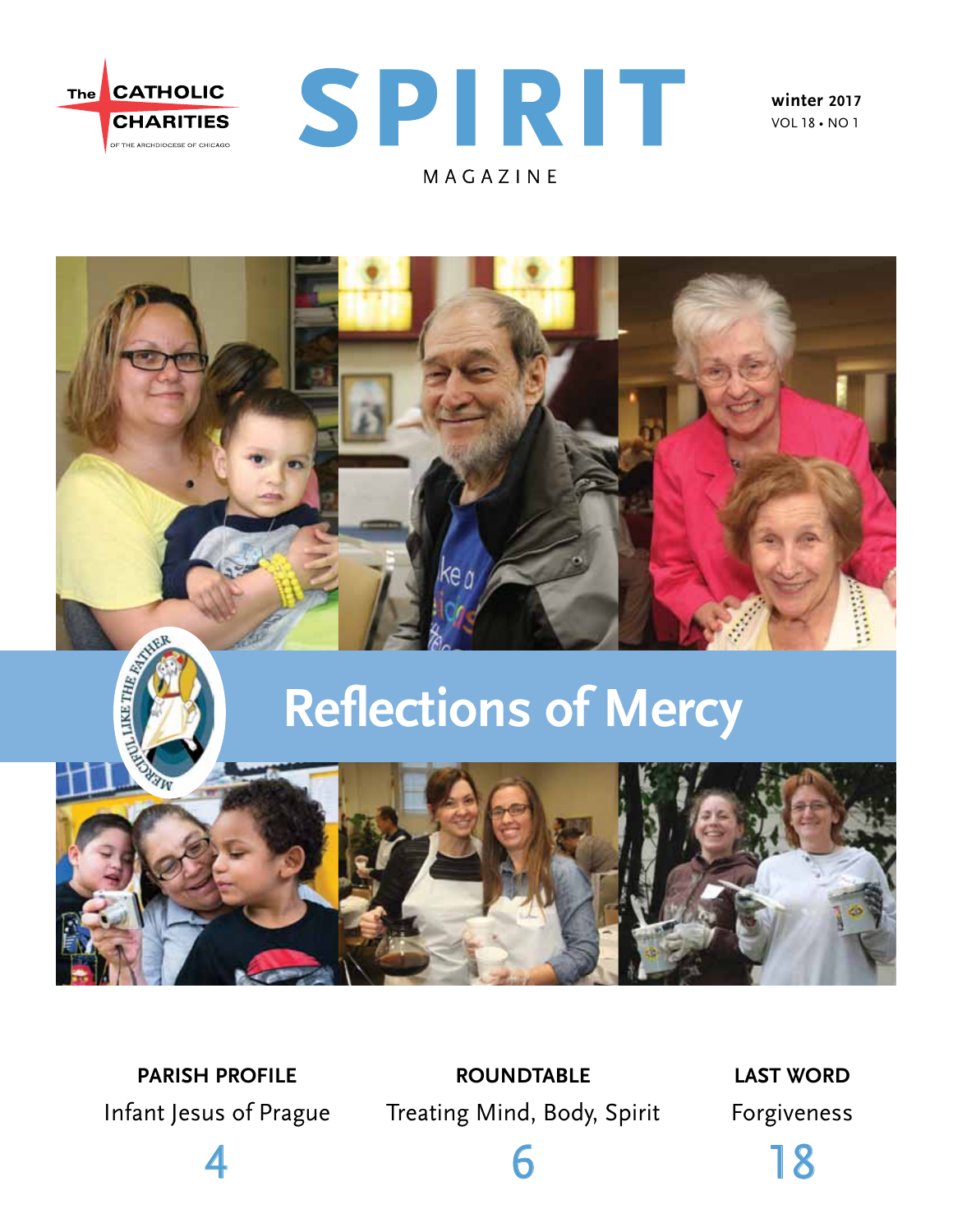The CATHOLIC CHARITIES OF THE ARCHDIOCESE OF CHICAGO

# SPIRIT

MAGAZINE

**winter 2017**
VOL 18 • NO 1

MERCIFUL LIKE THE FATHER

## Reflections of Mercy

**PARISH PROFILE**
Infant Jesus of Prague
4

**ROUNDTABLE**
Treating Mind, Body, Spirit
6

**LAST WORD**
Forgiveness
18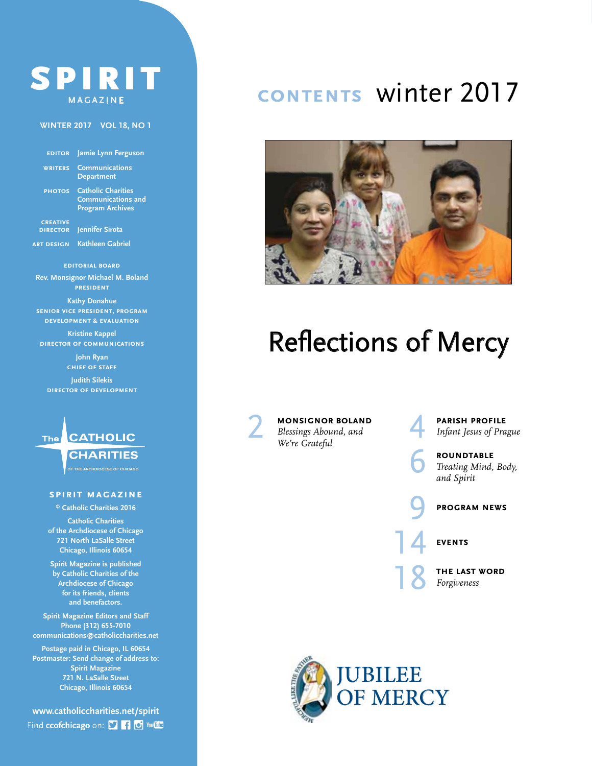# SPIRIT MAGAZINE

WINTER 2017 VOL 18, NO 1

**EDITOR** Jamie Lynn Ferguson

**WRITERS** Communications Department

**PHOTOS** Catholic Charities Communications and Program Archives

**CREATIVE DIRECTOR** Jennifer Sirota

**ART DESIGN** Kathleen Gabriel

**EDITORIAL BOARD**

Rev. Monsignor Michael M. Boland
PRESIDENT

Kathy Donahue
SENIOR VICE PRESIDENT, PROGRAM DEVELOPMENT & EVALUATION

Kristine Kappel
DIRECTOR OF COMMUNICATIONS

John Ryan
CHIEF OF STAFF

Judith Silekis
DIRECTOR OF DEVELOPMENT

The Catholic Charities of the Archdiocese of Chicago

**SPIRIT MAGAZINE**

© Catholic Charities 2016

Catholic Charities of the Archdiocese of Chicago
721 North LaSalle Street
Chicago, Illinois 60654

Spirit Magazine is published by Catholic Charities of the Archdiocese of Chicago for its friends, clients and benefactors.

Spirit Magazine Editors and Staff
Phone (312) 655-7010
communications@catholiccharities.net

Postage paid in Chicago, IL 60654
Postmaster: Send change of address to:
Spirit Magazine
721 N. LaSalle Street
Chicago, Illinois 60654

www.catholiccharities.net/spirit
Find **ccofchicago** on:

# CONTENTS winter 2017

## Reflections of Mercy

2 **MONSIGNOR BOLAND**
*Blessings Abound, and We're Grateful*

4 **PARISH PROFILE**
*Infant Jesus of Prague*

6 **ROUNDTABLE**
*Treating Mind, Body, and Spirit*

9 **PROGRAM NEWS**

14 **EVENTS**

18 **THE LAST WORD**
*Forgiveness*

JUBILEE OF MERCY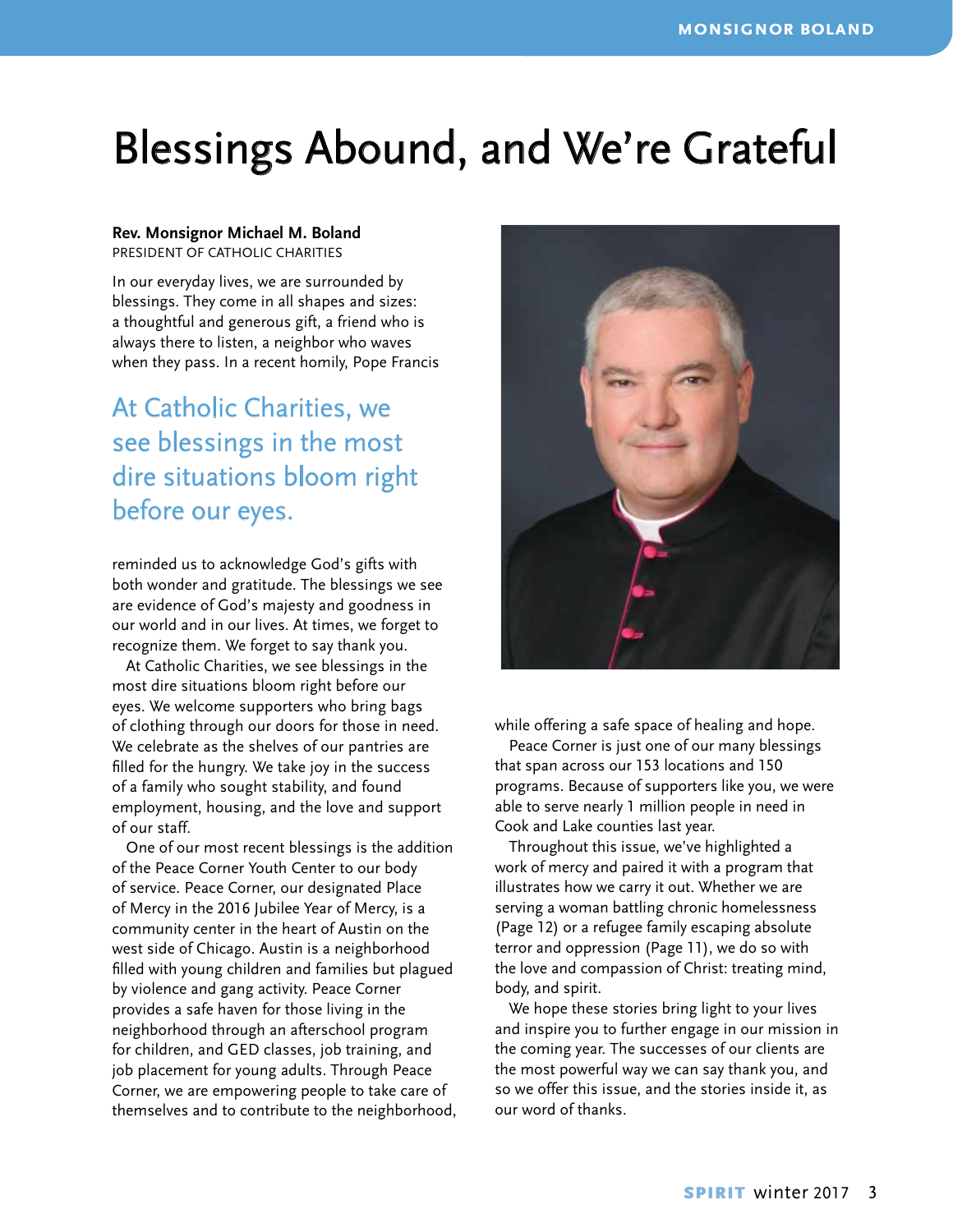# Blessings Abound, and We're Grateful

**Rev. Monsignor Michael M. Boland**
PRESIDENT OF CATHOLIC CHARITIES

In our everyday lives, we are surrounded by blessings. They come in all shapes and sizes: a thoughtful and generous gift, a friend who is always there to listen, a neighbor who waves when they pass. In a recent homily, Pope Francis reminded us to acknowledge God's gifts with both wonder and gratitude. The blessings we see are evidence of God's majesty and goodness in our world and in our lives. At times, we forget to recognize them. We forget to say thank you.

> At Catholic Charities, we see blessings in the most dire situations bloom right before our eyes.

At Catholic Charities, we see blessings in the most dire situations bloom right before our eyes. We welcome supporters who bring bags of clothing through our doors for those in need. We celebrate as the shelves of our pantries are filled for the hungry. We take joy in the success of a family who sought stability, and found employment, housing, and the love and support of our staff.

One of our most recent blessings is the addition of the Peace Corner Youth Center to our body of service. Peace Corner, our designated Place of Mercy in the 2016 Jubilee Year of Mercy, is a community center in the heart of Austin on the west side of Chicago. Austin is a neighborhood filled with young children and families but plagued by violence and gang activity. Peace Corner provides a safe haven for those living in the neighborhood through an afterschool program for children, and GED classes, job training, and job placement for young adults. Through Peace Corner, we are empowering people to take care of themselves and to contribute to the neighborhood, while offering a safe space of healing and hope.

Peace Corner is just one of our many blessings that span across our 153 locations and 150 programs. Because of supporters like you, we were able to serve nearly 1 million people in need in Cook and Lake counties last year.

Throughout this issue, we've highlighted a work of mercy and paired it with a program that illustrates how we carry it out. Whether we are serving a woman battling chronic homelessness (Page 12) or a refugee family escaping absolute terror and oppression (Page 11), we do so with the love and compassion of Christ: treating mind, body, and spirit.

We hope these stories bring light to your lives and inspire you to further engage in our mission in the coming year. The successes of our clients are the most powerful way we can say thank you, and so we offer this issue, and the stories inside it, as our word of thanks.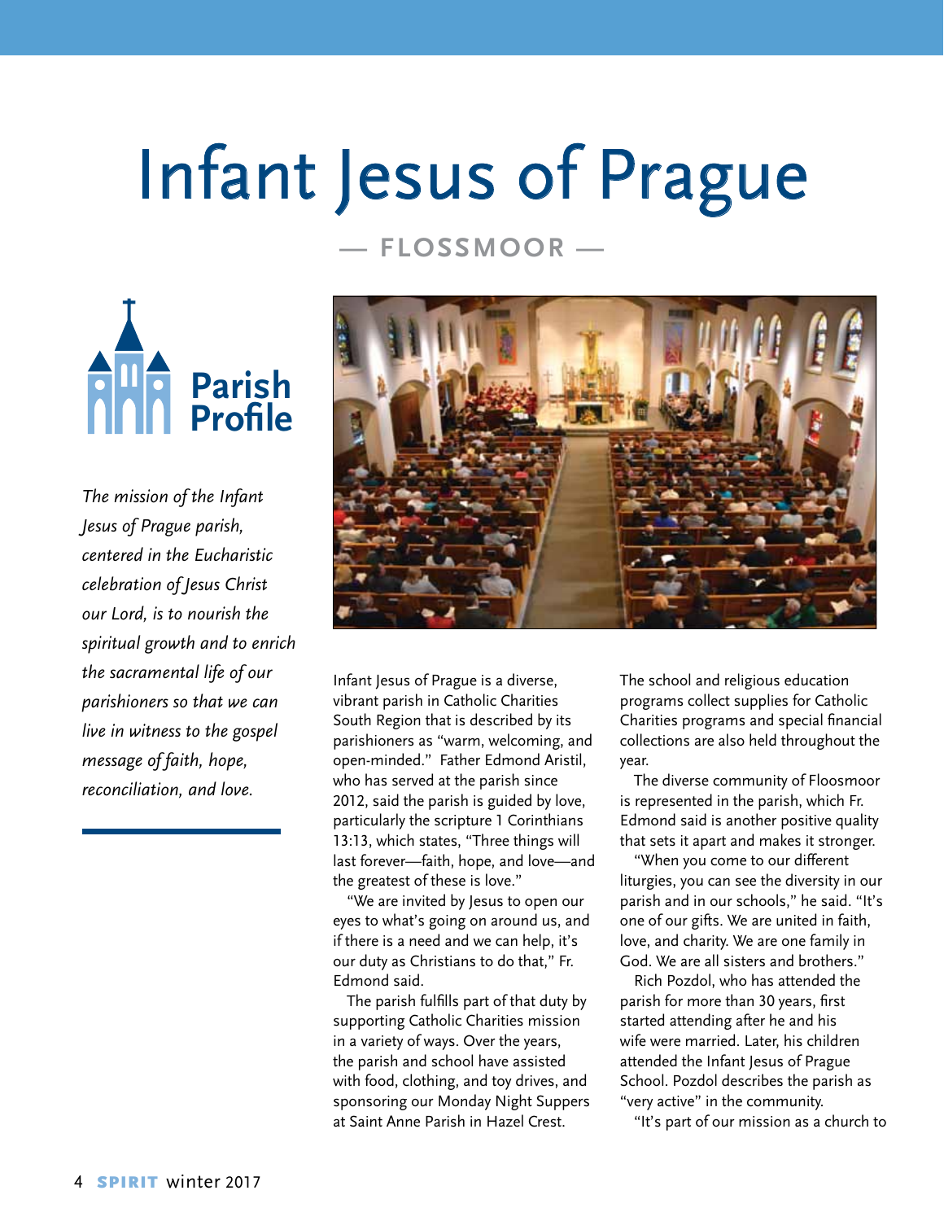# Infant Jesus of Prague

— FLOSSMOOR —

## Parish Profile

*The mission of the Infant Jesus of Prague parish, centered in the Eucharistic celebration of Jesus Christ our Lord, is to nourish the spiritual growth and to enrich the sacramental life of our parishioners so that we can live in witness to the gospel message of faith, hope, reconciliation, and love.*

Infant Jesus of Prague is a diverse, vibrant parish in Catholic Charities South Region that is described by its parishioners as "warm, welcoming, and open-minded." Father Edmond Aristil, who has served at the parish since 2012, said the parish is guided by love, particularly the scripture 1 Corinthians 13:13, which states, "Three things will last forever—faith, hope, and love—and the greatest of these is love."

"We are invited by Jesus to open our eyes to what's going on around us, and if there is a need and we can help, it's our duty as Christians to do that," Fr. Edmond said.

The parish fulfills part of that duty by supporting Catholic Charities mission in a variety of ways. Over the years, the parish and school have assisted with food, clothing, and toy drives, and sponsoring our Monday Night Suppers at Saint Anne Parish in Hazel Crest. The school and religious education programs collect supplies for Catholic Charities programs and special financial collections are also held throughout the year.

The diverse community of Floossmoor is represented in the parish, which Fr. Edmond said is another positive quality that sets it apart and makes it stronger.

"When you come to our different liturgies, you can see the diversity in our parish and in our schools," he said. "It's one of our gifts. We are united in faith, love, and charity. We are one family in God. We are all sisters and brothers."

Rich Pozdol, who has attended the parish for more than 30 years, first started attending after he and his wife were married. Later, his children attended the Infant Jesus of Prague School. Pozdol describes the parish as "very active" in the community.

"It's part of our mission as a church to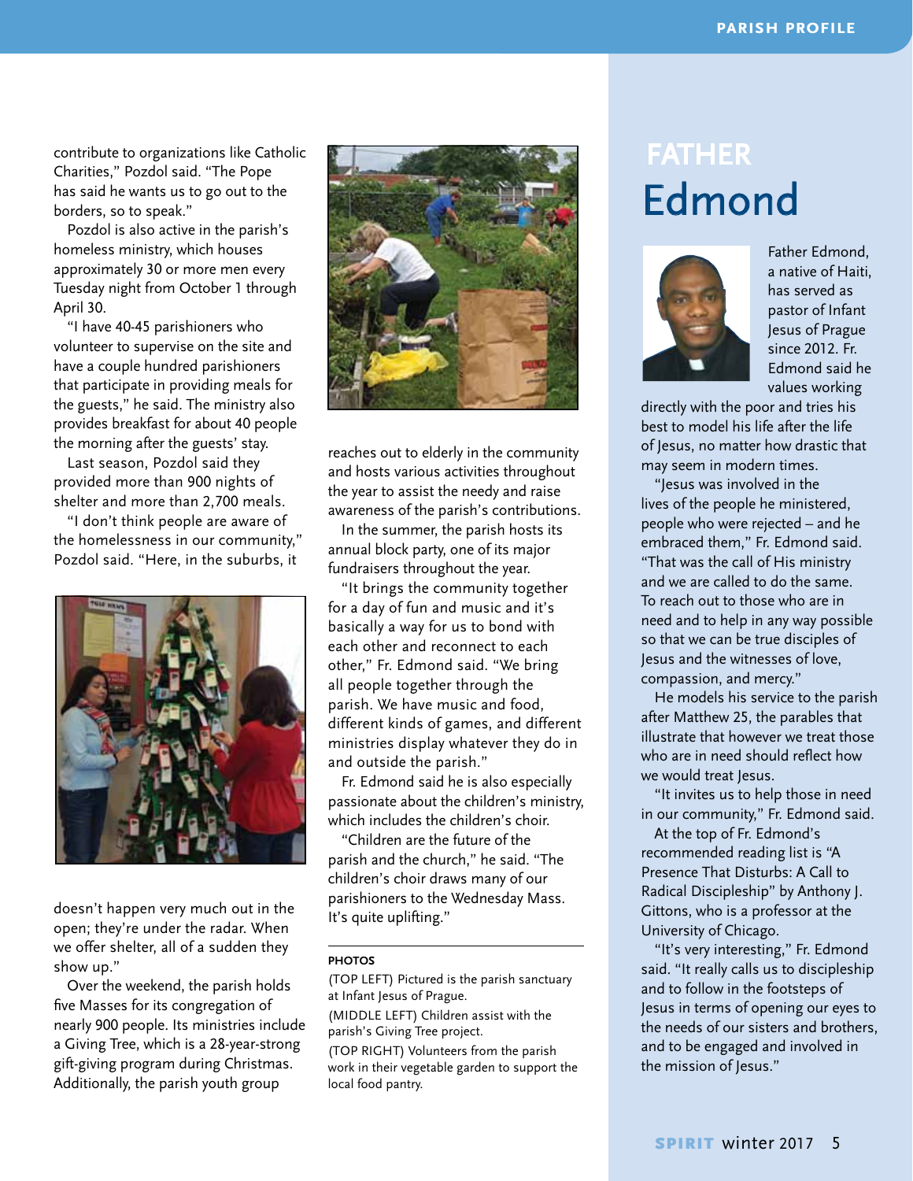contribute to organizations like Catholic Charities," Pozdol said. "The Pope has said he wants us to go out to the borders, so to speak."

Pozdol is also active in the parish's homeless ministry, which houses approximately 30 or more men every Tuesday night from October 1 through April 30.

"I have 40-45 parishioners who volunteer to supervise on the site and have a couple hundred parishioners that participate in providing meals for the guests," he said. The ministry also provides breakfast for about 40 people the morning after the guests' stay.

Last season, Pozdol said they provided more than 900 nights of shelter and more than 2,700 meals.

"I don't think people are aware of the homelessness in our community," Pozdol said. "Here, in the suburbs, it doesn't happen very much out in the open; they're under the radar. When we offer shelter, all of a sudden they show up."

Over the weekend, the parish holds five Masses for its congregation of nearly 900 people. Its ministries include a Giving Tree, which is a 28-year-strong gift-giving program during Christmas. Additionally, the parish youth group reaches out to elderly in the community and hosts various activities throughout the year to assist the needy and raise awareness of the parish's contributions.

In the summer, the parish hosts its annual block party, one of its major fundraisers throughout the year.

"It brings the community together for a day of fun and music and it's basically a way for us to bond with each other and reconnect to each other," Fr. Edmond said. "We bring all people together through the parish. We have music and food, different kinds of games, and different ministries display whatever they do in and outside the parish."

Fr. Edmond said he is also especially passionate about the children's ministry, which includes the children's choir.

"Children are the future of the parish and the church," he said. "The children's choir draws many of our parishioners to the Wednesday Mass. It's quite uplifting."

**PHOTOS**

(TOP LEFT) Pictured is the parish sanctuary at Infant Jesus of Prague.

(MIDDLE LEFT) Children assist with the parish's Giving Tree project.

(TOP RIGHT) Volunteers from the parish work in their vegetable garden to support the local food pantry.

# FATHER Edmond

Father Edmond, a native of Haiti, has served as pastor of Infant Jesus of Prague since 2012. Fr. Edmond said he values working directly with the poor and tries his best to model his life after the life of Jesus, no matter how drastic that may seem in modern times.

"Jesus was involved in the lives of the people he ministered, people who were rejected – and he embraced them," Fr. Edmond said. "That was the call of His ministry and we are called to do the same. To reach out to those who are in need and to help in any way possible so that we can be true disciples of Jesus and the witnesses of love, compassion, and mercy."

He models his service to the parish after Matthew 25, the parables that illustrate that however we treat those who are in need should reflect how we would treat Jesus.

"It invites us to help those in need in our community," Fr. Edmond said.

At the top of Fr. Edmond's recommended reading list is "A Presence That Disturbs: A Call to Radical Discipleship" by Anthony J. Gittons, who is a professor at the University of Chicago.

"It's very interesting," Fr. Edmond said. "It really calls us to discipleship and to follow in the footsteps of Jesus in terms of opening our eyes to the needs of our sisters and brothers, and to be engaged and involved in the mission of Jesus."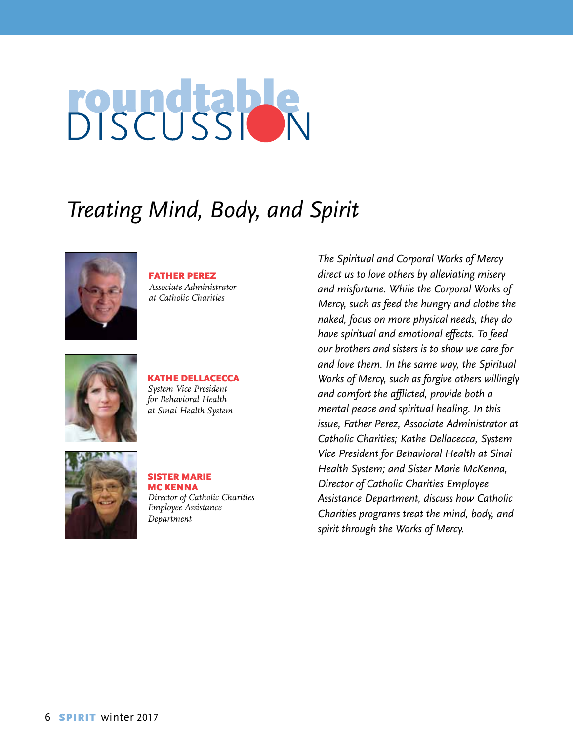# roundtable DISCUSSION

## *Treating Mind, Body, and Spirit*

**FATHER PEREZ**
*Associate Administrator at Catholic Charities*

**KATHE DELLACECCA**
*System Vice President for Behavioral Health at Sinai Health System*

**SISTER MARIE MC KENNA**
*Director of Catholic Charities Employee Assistance Department*

*The Spiritual and Corporal Works of Mercy direct us to love others by alleviating misery and misfortune. While the Corporal Works of Mercy, such as feed the hungry and clothe the naked, focus on more physical needs, they do have spiritual and emotional effects. To feed our brothers and sisters is to show we care for and love them. In the same way, the Spiritual Works of Mercy, such as forgive others willingly and comfort the afflicted, provide both a mental peace and spiritual healing. In this issue, Father Perez, Associate Administrator at Catholic Charities; Kathe Dellacecca, System Vice President for Behavioral Health at Sinai Health System; and Sister Marie McKenna, Director of Catholic Charities Employee Assistance Department, discuss how Catholic Charities programs treat the mind, body, and spirit through the Works of Mercy.*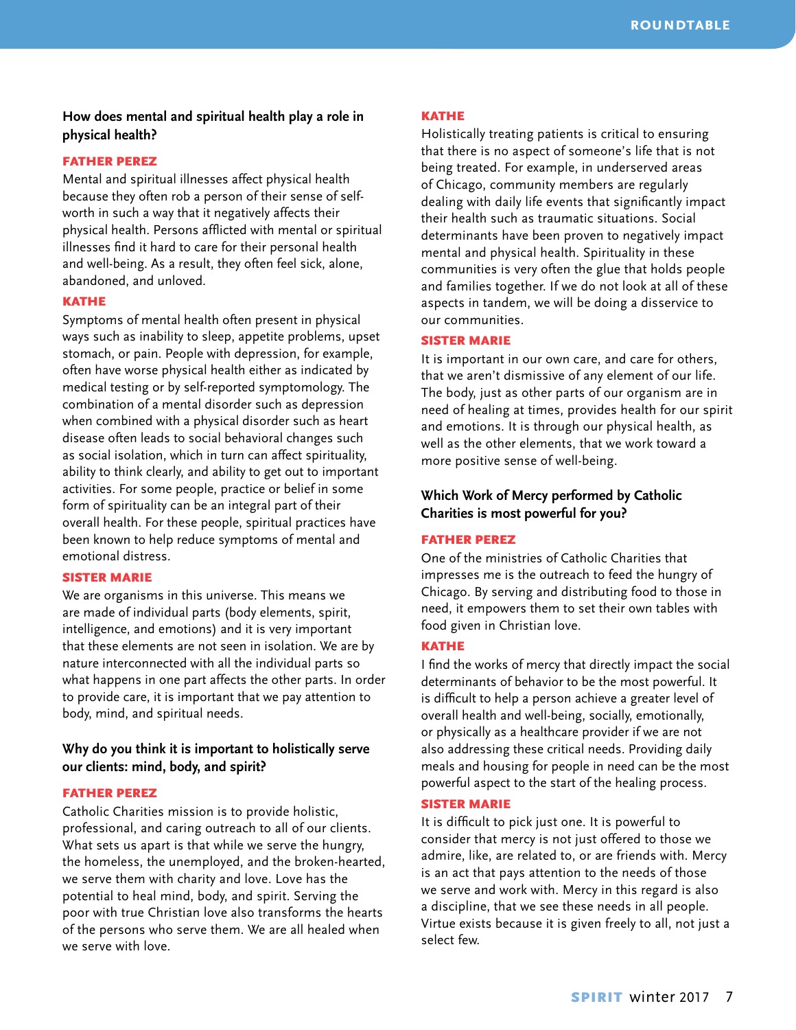**How does mental and spiritual health play a role in physical health?**

**FATHER PEREZ**

Mental and spiritual illnesses affect physical health because they often rob a person of their sense of self-worth in such a way that it negatively affects their physical health. Persons afflicted with mental or spiritual illnesses find it hard to care for their personal health and well-being. As a result, they often feel sick, alone, abandoned, and unloved.

**KATHE**

Symptoms of mental health often present in physical ways such as inability to sleep, appetite problems, upset stomach, or pain. People with depression, for example, often have worse physical health either as indicated by medical testing or by self-reported symptomology. The combination of a mental disorder such as depression when combined with a physical disorder such as heart disease often leads to social behavioral changes such as social isolation, which in turn can affect spirituality, ability to think clearly, and ability to get out to important activities. For some people, practice or belief in some form of spirituality can be an integral part of their overall health. For these people, spiritual practices have been known to help reduce symptoms of mental and emotional distress.

**SISTER MARIE**

We are organisms in this universe. This means we are made of individual parts (body elements, spirit, intelligence, and emotions) and it is very important that these elements are not seen in isolation. We are by nature interconnected with all the individual parts so what happens in one part affects the other parts. In order to provide care, it is important that we pay attention to body, mind, and spiritual needs.

**Why do you think it is important to holistically serve our clients: mind, body, and spirit?**

**FATHER PEREZ**

Catholic Charities mission is to provide holistic, professional, and caring outreach to all of our clients. What sets us apart is that while we serve the hungry, the homeless, the unemployed, and the broken-hearted, we serve them with charity and love. Love has the potential to heal mind, body, and spirit. Serving the poor with true Christian love also transforms the hearts of the persons who serve them. We are all healed when we serve with love.

**KATHE**

Holistically treating patients is critical to ensuring that there is no aspect of someone's life that is not being treated. For example, in underserved areas of Chicago, community members are regularly dealing with daily life events that significantly impact their health such as traumatic situations. Social determinants have been proven to negatively impact mental and physical health. Spirituality in these communities is very often the glue that holds people and families together. If we do not look at all of these aspects in tandem, we will be doing a disservice to our communities.

**SISTER MARIE**

It is important in our own care, and care for others, that we aren't dismissive of any element of our life. The body, just as other parts of our organism are in need of healing at times, provides health for our spirit and emotions. It is through our physical health, as well as the other elements, that we work toward a more positive sense of well-being.

**Which Work of Mercy performed by Catholic Charities is most powerful for you?**

**FATHER PEREZ**

One of the ministries of Catholic Charities that impresses me is the outreach to feed the hungry of Chicago. By serving and distributing food to those in need, it empowers them to set their own tables with food given in Christian love.

**KATHE**

I find the works of mercy that directly impact the social determinants of behavior to be the most powerful. It is difficult to help a person achieve a greater level of overall health and well-being, socially, emotionally, or physically as a healthcare provider if we are not also addressing these critical needs. Providing daily meals and housing for people in need can be the most powerful aspect to the start of the healing process.

**SISTER MARIE**

It is difficult to pick just one. It is powerful to consider that mercy is not just offered to those we admire, like, are related to, or are friends with. Mercy is an act that pays attention to the needs of those we serve and work with. Mercy in this regard is also a discipline, that we see these needs in all people. Virtue exists because it is given freely to all, not just a select few.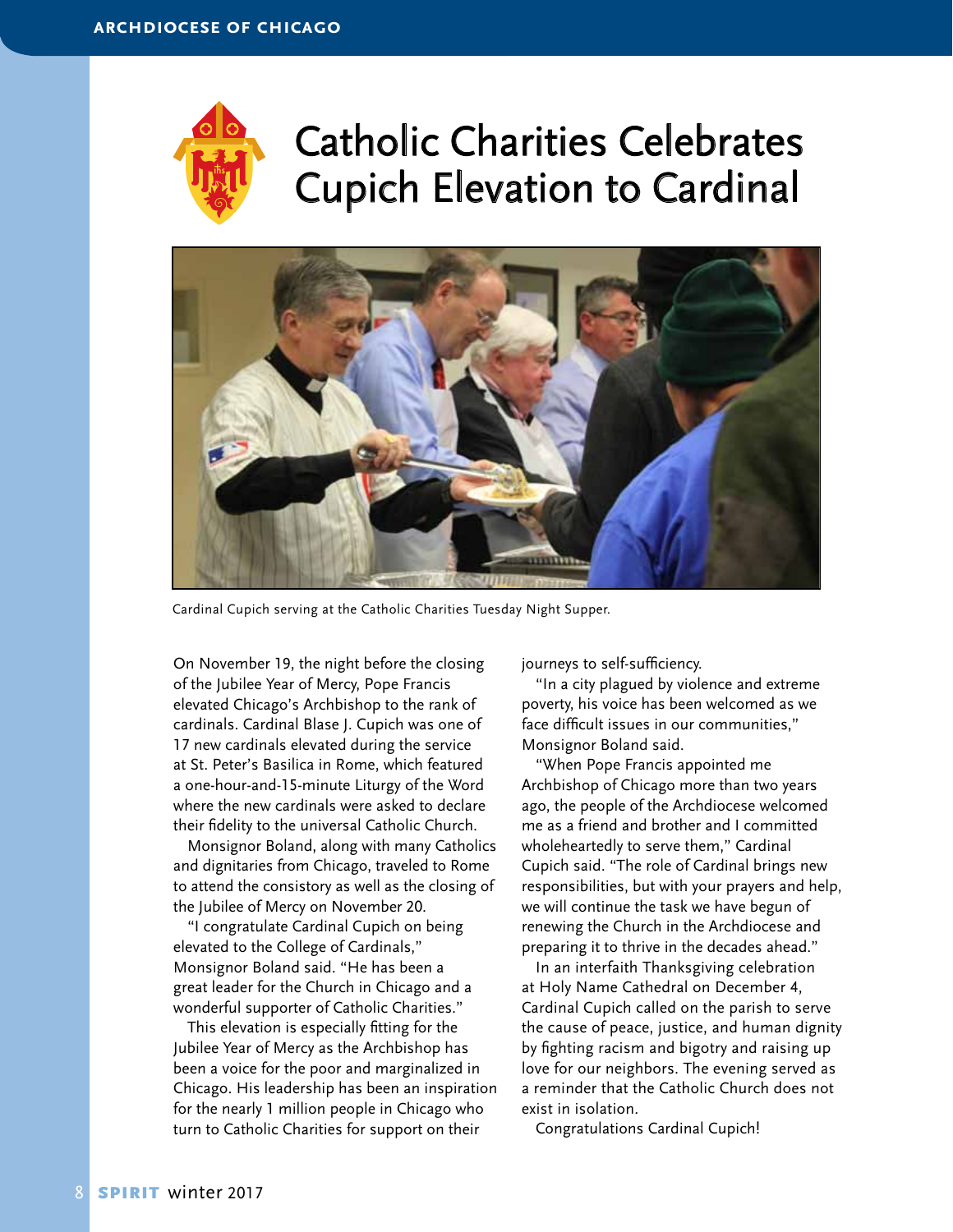# Catholic Charities Celebrates Cupich Elevation to Cardinal

Cardinal Cupich serving at the Catholic Charities Tuesday Night Supper.

On November 19, the night before the closing of the Jubilee Year of Mercy, Pope Francis elevated Chicago's Archbishop to the rank of cardinals. Cardinal Blase J. Cupich was one of 17 new cardinals elevated during the service at St. Peter's Basilica in Rome, which featured a one-hour-and-15-minute Liturgy of the Word where the new cardinals were asked to declare their fidelity to the universal Catholic Church.

Monsignor Boland, along with many Catholics and dignitaries from Chicago, traveled to Rome to attend the consistory as well as the closing of the Jubilee of Mercy on November 20.

"I congratulate Cardinal Cupich on being elevated to the College of Cardinals," Monsignor Boland said. "He has been a great leader for the Church in Chicago and a wonderful supporter of Catholic Charities."

This elevation is especially fitting for the Jubilee Year of Mercy as the Archbishop has been a voice for the poor and marginalized in Chicago. His leadership has been an inspiration for the nearly 1 million people in Chicago who turn to Catholic Charities for support on their journeys to self-sufficiency.

"In a city plagued by violence and extreme poverty, his voice has been welcomed as we face difficult issues in our communities," Monsignor Boland said.

"When Pope Francis appointed me Archbishop of Chicago more than two years ago, the people of the Archdiocese welcomed me as a friend and brother and I committed wholeheartedly to serve them," Cardinal Cupich said. "The role of Cardinal brings new responsibilities, but with your prayers and help, we will continue the task we have begun of renewing the Church in the Archdiocese and preparing it to thrive in the decades ahead."

In an interfaith Thanksgiving celebration at Holy Name Cathedral on December 4, Cardinal Cupich called on the parish to serve the cause of peace, justice, and human dignity by fighting racism and bigotry and raising up love for our neighbors. The evening served as a reminder that the Catholic Church does not exist in isolation.

Congratulations Cardinal Cupich!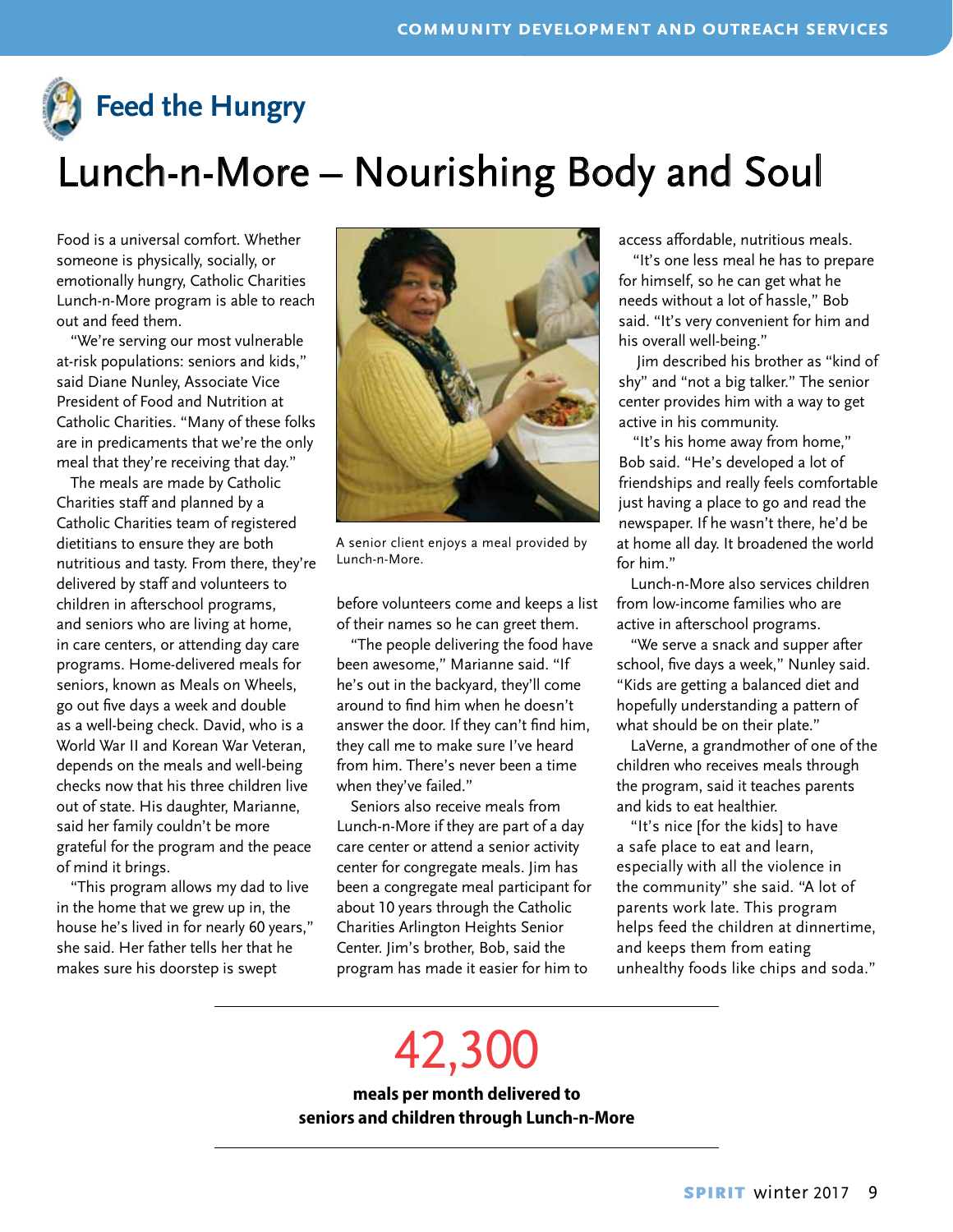## Feed the Hungry

# Lunch-n-More – Nourishing Body and Soul

Food is a universal comfort. Whether someone is physically, socially, or emotionally hungry, Catholic Charities Lunch-n-More program is able to reach out and feed them.

"We're serving our most vulnerable at-risk populations: seniors and kids," said Diane Nunley, Associate Vice President of Food and Nutrition at Catholic Charities. "Many of these folks are in predicaments that we're the only meal that they're receiving that day."

The meals are made by Catholic Charities staff and planned by a Catholic Charities team of registered dietitians to ensure they are both nutritious and tasty. From there, they're delivered by staff and volunteers to children in afterschool programs, and seniors who are living at home, in care centers, or attending day care programs. Home-delivered meals for seniors, known as Meals on Wheels, go out five days a week and double as a well-being check. David, who is a World War II and Korean War Veteran, depends on the meals and well-being checks now that his three children live out of state. His daughter, Marianne, said her family couldn't be more grateful for the program and the peace of mind it brings.

"This program allows my dad to live in the home that we grew up in, the house he's lived in for nearly 60 years," she said. Her father tells her that he makes sure his doorstep is swept before volunteers come and keeps a list of their names so he can greet them.

"The people delivering the food have been awesome," Marianne said. "If he's out in the backyard, they'll come around to find him when he doesn't answer the door. If they can't find him, they call me to make sure I've heard from him. There's never been a time when they've failed."

A senior client enjoys a meal provided by Lunch-n-More.

Seniors also receive meals from Lunch-n-More if they are part of a day care center or attend a senior activity center for congregate meals. Jim has been a congregate meal participant for about 10 years through the Catholic Charities Arlington Heights Senior Center. Jim's brother, Bob, said the program has made it easier for him to access affordable, nutritious meals.

"It's one less meal he has to prepare for himself, so he can get what he needs without a lot of hassle," Bob said. "It's very convenient for him and his overall well-being."

Jim described his brother as "kind of shy" and "not a big talker." The senior center provides him with a way to get active in his community.

"It's his home away from home," Bob said. "He's developed a lot of friendships and really feels comfortable just having a place to go and read the newspaper. If he wasn't there, he'd be at home all day. It broadened the world for him."

Lunch-n-More also services children from low-income families who are active in afterschool programs.

"We serve a snack and supper after school, five days a week," Nunley said. "Kids are getting a balanced diet and hopefully understanding a pattern of what should be on their plate."

LaVerne, a grandmother of one of the children who receives meals through the program, said it teaches parents and kids to eat healthier.

"It's nice [for the kids] to have a safe place to eat and learn, especially with all the violence in the community" she said. "A lot of parents work late. This program helps feed the children at dinnertime, and keeps them from eating unhealthy foods like chips and soda."

---

**42,300**

**meals per month delivered to seniors and children through Lunch-n-More**

---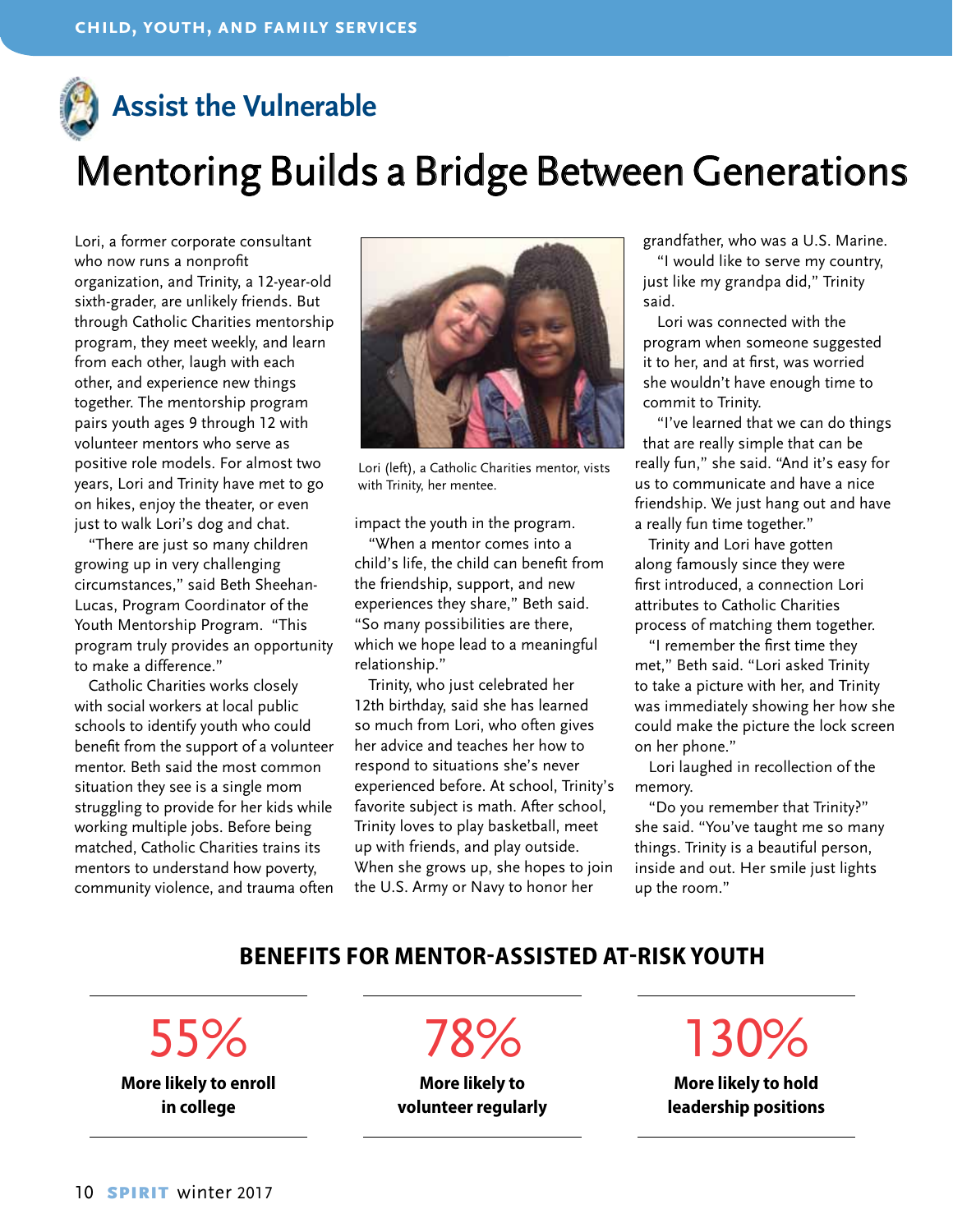## Assist the Vulnerable

# Mentoring Builds a Bridge Between Generations

Lori, a former corporate consultant who now runs a nonprofit organization, and Trinity, a 12-year-old sixth-grader, are unlikely friends. But through Catholic Charities mentorship program, they meet weekly, and learn from each other, laugh with each other, and experience new things together. The mentorship program pairs youth ages 9 through 12 with volunteer mentors who serve as positive role models. For almost two years, Lori and Trinity have met to go on hikes, enjoy the theater, or even just to walk Lori's dog and chat.

"There are just so many children growing up in very challenging circumstances," said Beth Sheehan-Lucas, Program Coordinator of the Youth Mentorship Program. "This program truly provides an opportunity to make a difference."

Catholic Charities works closely with social workers at local public schools to identify youth who could benefit from the support of a volunteer mentor. Beth said the most common situation they see is a single mom struggling to provide for her kids while working multiple jobs. Before being matched, Catholic Charities trains its mentors to understand how poverty, community violence, and trauma often impact the youth in the program.

Lori (left), a Catholic Charities mentor, visits with Trinity, her mentee.

"When a mentor comes into a child's life, the child can benefit from the friendship, support, and new experiences they share," Beth said. "So many possibilities are there, which we hope lead to a meaningful relationship."

Trinity, who just celebrated her 12th birthday, said she has learned so much from Lori, who often gives her advice and teaches her how to respond to situations she's never experienced before. At school, Trinity's favorite subject is math. After school, Trinity loves to play basketball, meet up with friends, and play outside. When she grows up, she hopes to join the U.S. Army or Navy to honor her grandfather, who was a U.S. Marine.

"I would like to serve my country, just like my grandpa did," Trinity said.

Lori was connected with the program when someone suggested it to her, and at first, was worried she wouldn't have enough time to commit to Trinity.

"I've learned that we can do things that are really simple that can be really fun," she said. "And it's easy for us to communicate and have a nice friendship. We just hang out and have a really fun time together."

Trinity and Lori have gotten along famously since they were first introduced, a connection Lori attributes to Catholic Charities process of matching them together.

"I remember the first time they met," Beth said. "Lori asked Trinity to take a picture with her, and Trinity was immediately showing her how she could make the picture the lock screen on her phone."

Lori laughed in recollection of the memory.

"Do you remember that Trinity?" she said. "You've taught me so many things. Trinity is a beautiful person, inside and out. Her smile just lights up the room."

### BENEFITS FOR MENTOR-ASSISTED AT-RISK YOUTH

**55%**
**More likely to enroll in college**

**78%**
**More likely to volunteer regularly**

**130%**
**More likely to hold leadership positions**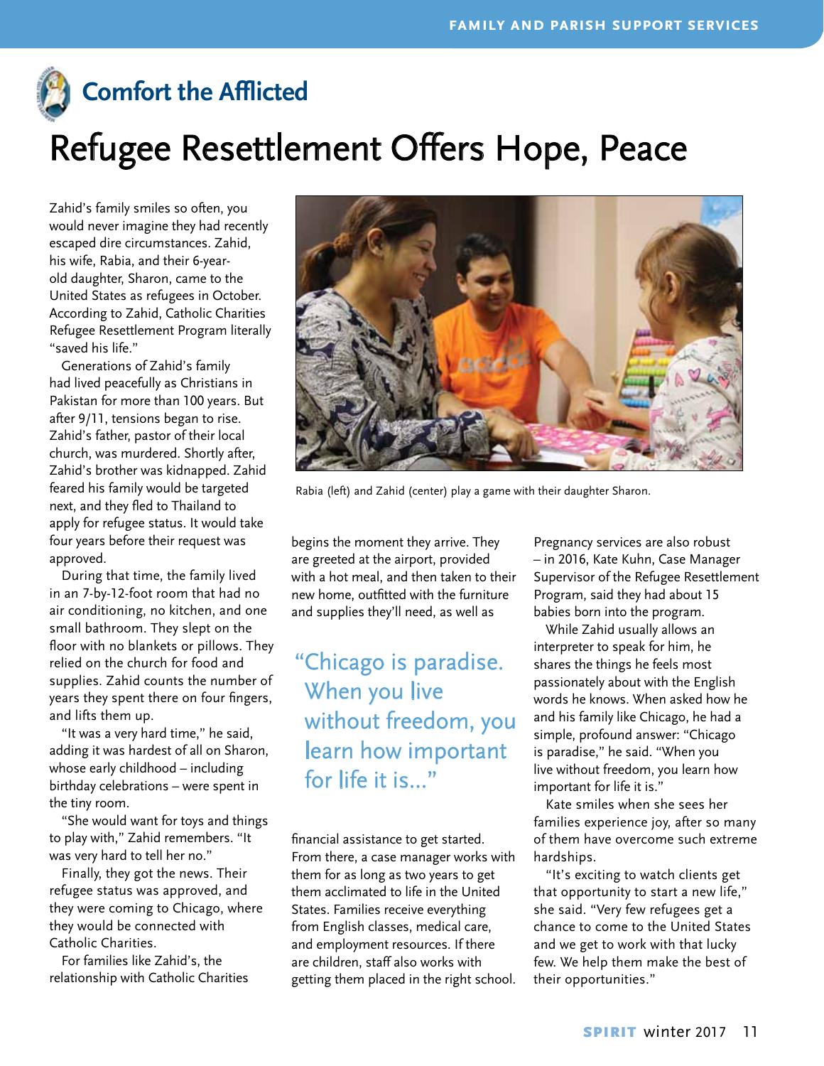## Comfort the Afflicted

# Refugee Resettlement Offers Hope, Peace

Zahid's family smiles so often, you would never imagine they had recently escaped dire circumstances. Zahid, his wife, Rabia, and their 6-year-old daughter, Sharon, came to the United States as refugees in October. According to Zahid, Catholic Charities Refugee Resettlement Program literally "saved his life."

Generations of Zahid's family had lived peacefully as Christians in Pakistan for more than 100 years. But after 9/11, tensions began to rise. Zahid's father, pastor of their local church, was murdered. Shortly after, Zahid's brother was kidnapped. Zahid feared his family would be targeted next, and they fled to Thailand to apply for refugee status. It would take four years before their request was approved.

During that time, the family lived in an 7-by-12-foot room that had no air conditioning, no kitchen, and one small bathroom. They slept on the floor with no blankets or pillows. They relied on the church for food and supplies. Zahid counts the number of years they spent there on four fingers, and lifts them up.

"It was a very hard time," he said, adding it was hardest of all on Sharon, whose early childhood – including birthday celebrations – were spent in the tiny room.

"She would want for toys and things to play with," Zahid remembers. "It was very hard to tell her no."

Finally, they got the news. Their refugee status was approved, and they were coming to Chicago, where they would be connected with Catholic Charities.

For families like Zahid's, the relationship with Catholic Charities begins the moment they arrive. They are greeted at the airport, provided with a hot meal, and then taken to their new home, outfitted with the furniture and supplies they'll need, as well as financial assistance to get started. From there, a case manager works with them for as long as two years to get them acclimated to life in the United States. Families receive everything from English classes, medical care, and employment resources. If there are children, staff also works with getting them placed in the right school.

Rabia (left) and Zahid (center) play a game with their daughter Sharon.

> "Chicago is paradise. When you live without freedom, you learn how important for life it is..."

Pregnancy services are also robust – in 2016, Kate Kuhn, Case Manager Supervisor of the Refugee Resettlement Program, said they had about 15 babies born into the program.

While Zahid usually allows an interpreter to speak for him, he shares the things he feels most passionately about with the English words he knows. When asked how he and his family like Chicago, he had a simple, profound answer: "Chicago is paradise," he said. "When you live without freedom, you learn how important for life it is."

Kate smiles when she sees her families experience joy, after so many of them have overcome such extreme hardships.

"It's exciting to watch clients get that opportunity to start a new life," she said. "Very few refugees get a chance to come to the United States and we get to work with that lucky few. We help them make the best of their opportunities."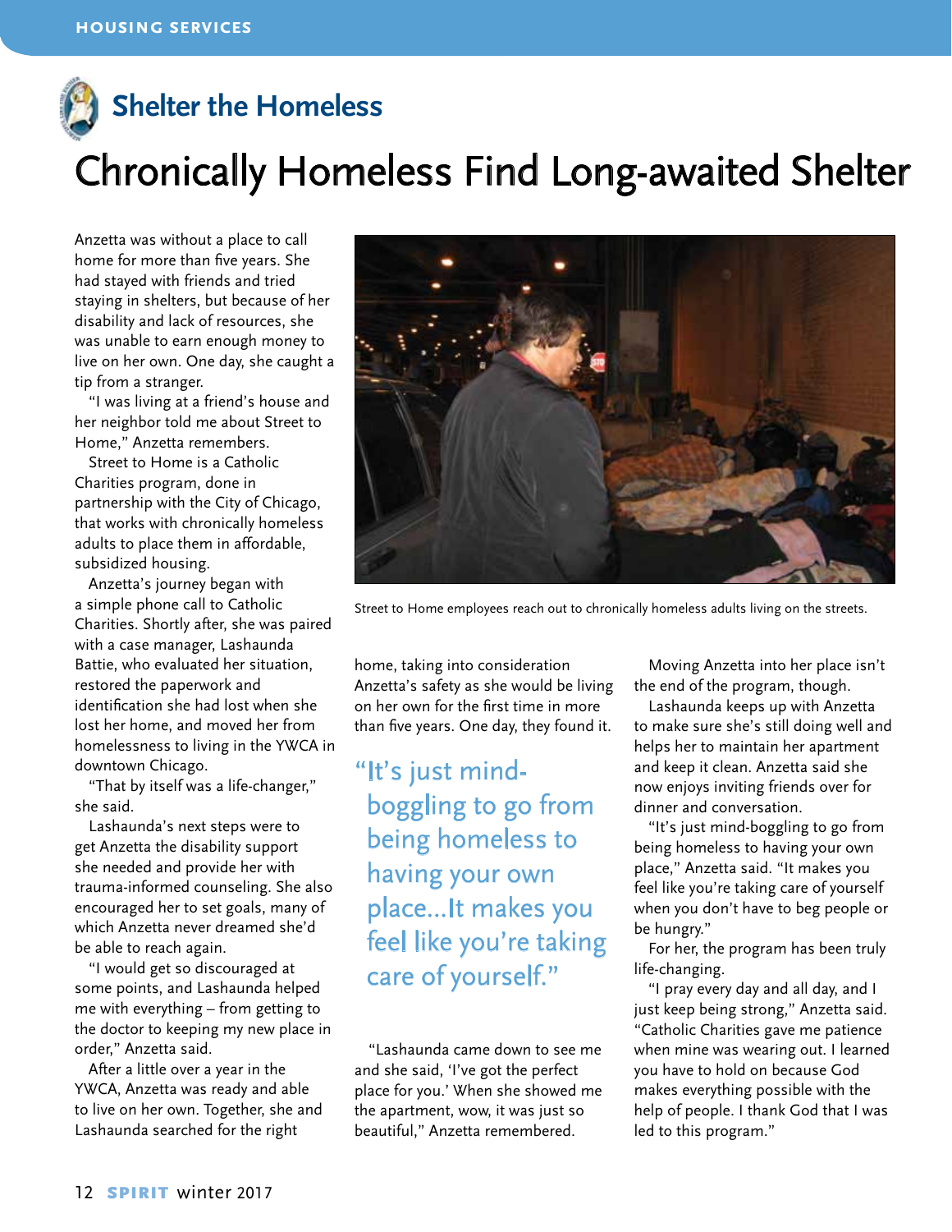## Shelter the Homeless

# Chronically Homeless Find Long-awaited Shelter

Anzetta was without a place to call home for more than five years. She had stayed with friends and tried staying in shelters, but because of her disability and lack of resources, she was unable to earn enough money to live on her own. One day, she caught a tip from a stranger.

"I was living at a friend's house and her neighbor told me about Street to Home," Anzetta remembers.

Street to Home is a Catholic Charities program, done in partnership with the City of Chicago, that works with chronically homeless adults to place them in affordable, subsidized housing.

Anzetta's journey began with a simple phone call to Catholic Charities. Shortly after, she was paired with a case manager, Lashaunda Battie, who evaluated her situation, restored the paperwork and identification she had lost when she lost her home, and moved her from homelessness to living in the YWCA in downtown Chicago.

"That by itself was a life-changer," she said.

Lashaunda's next steps were to get Anzetta the disability support she needed and provide her with trauma-informed counseling. She also encouraged her to set goals, many of which Anzetta never dreamed she'd be able to reach again.

"I would get so discouraged at some points, and Lashaunda helped me with everything – from getting to the doctor to keeping my new place in order," Anzetta said.

After a little over a year in the YWCA, Anzetta was ready and able to live on her own. Together, she and Lashaunda searched for the right home, taking into consideration Anzetta's safety as she would be living on her own for the first time in more than five years. One day, they found it.

Street to Home employees reach out to chronically homeless adults living on the streets.

> "It's just mind-boggling to go from being homeless to having your own place...It makes you feel like you're taking care of yourself."

"Lashaunda came down to see me and she said, 'I've got the perfect place for you.' When she showed me the apartment, wow, it was just so beautiful," Anzetta remembered.

Moving Anzetta into her place isn't the end of the program, though.

Lashaunda keeps up with Anzetta to make sure she's still doing well and helps her to maintain her apartment and keep it clean. Anzetta said she now enjoys inviting friends over for dinner and conversation.

"It's just mind-boggling to go from being homeless to having your own place," Anzetta said. "It makes you feel like you're taking care of yourself when you don't have to beg people or be hungry."

For her, the program has been truly life-changing.

"I pray every day and all day, and I just keep being strong," Anzetta said. "Catholic Charities gave me patience when mine was wearing out. I learned you have to hold on because God makes everything possible with the help of people. I thank God that I was led to this program."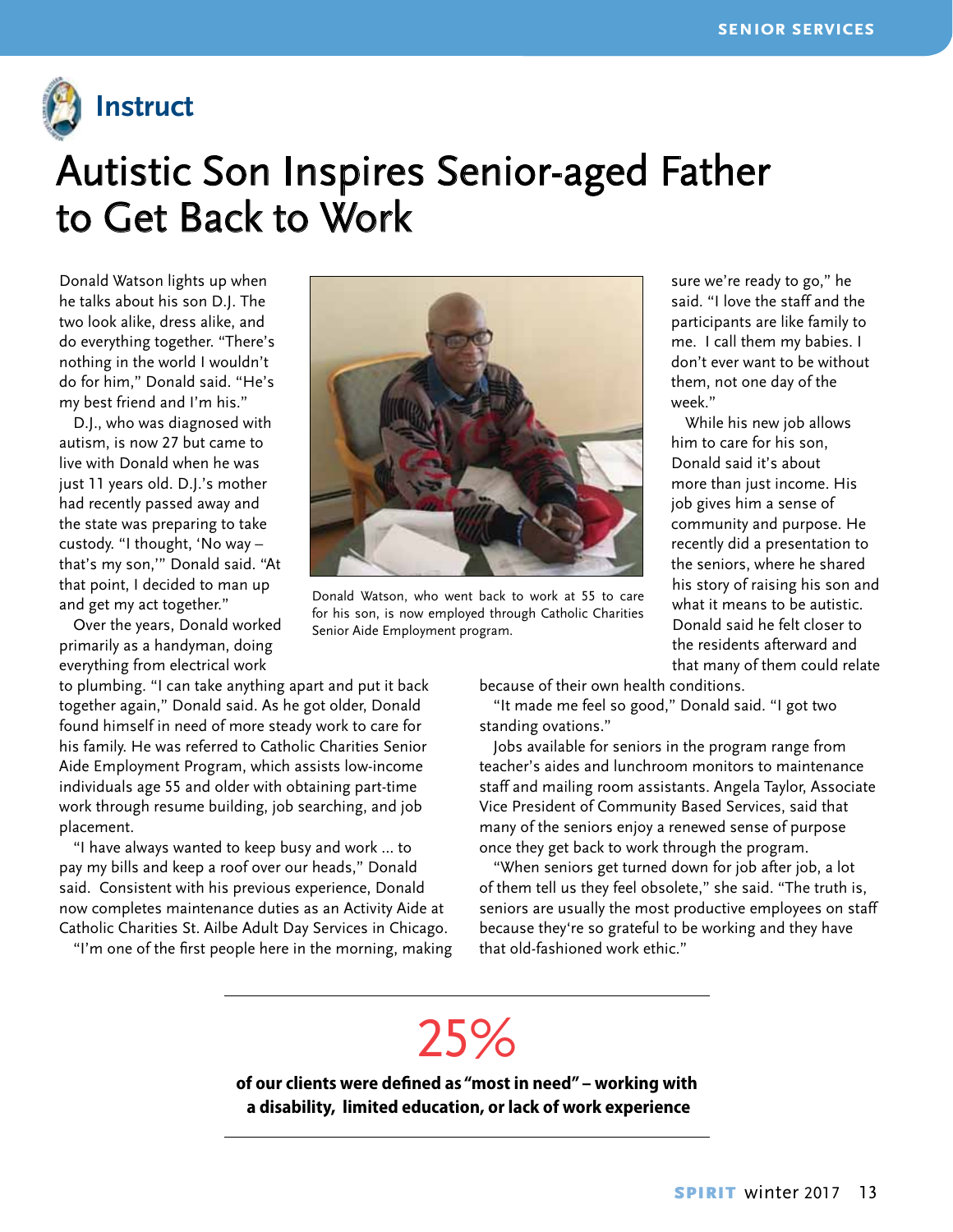## Instruct

# Autistic Son Inspires Senior-aged Father to Get Back to Work

Donald Watson lights up when he talks about his son D.J. The two look alike, dress alike, and do everything together. "There's nothing in the world I wouldn't do for him," Donald said. "He's my best friend and I'm his."

D.J., who was diagnosed with autism, is now 27 but came to live with Donald when he was just 11 years old. D.J.'s mother had recently passed away and the state was preparing to take custody. "I thought, 'No way – that's my son,'" Donald said. "At that point, I decided to man up and get my act together."

Over the years, Donald worked primarily as a handyman, doing everything from electrical work to plumbing. "I can take anything apart and put it back together again," Donald said. As he got older, Donald found himself in need of more steady work to care for his family. He was referred to Catholic Charities Senior Aide Employment Program, which assists low-income individuals age 55 and older with obtaining part-time work through resume building, job searching, and job placement.

"I have always wanted to keep busy and work ... to pay my bills and keep a roof over our heads," Donald said. Consistent with his previous experience, Donald now completes maintenance duties as an Activity Aide at Catholic Charities St. Ailbe Adult Day Services in Chicago.

"I'm one of the first people here in the morning, making sure we're ready to go," he said. "I love the staff and the participants are like family to me. I call them my babies. I don't ever want to be without them, not one day of the week."

Donald Watson, who went back to work at 55 to care for his son, is now employed through Catholic Charities Senior Aide Employment program.

While his new job allows him to care for his son, Donald said it's about more than just income. His job gives him a sense of community and purpose. He recently did a presentation to the seniors, where he shared his story of raising his son and what it means to be autistic. Donald said he felt closer to the residents afterward and that many of them could relate because of their own health conditions.

"It made me feel so good," Donald said. "I got two standing ovations."

Jobs available for seniors in the program range from teacher's aides and lunchroom monitors to maintenance staff and mailing room assistants. Angela Taylor, Associate Vice President of Community Based Services, said that many of the seniors enjoy a renewed sense of purpose once they get back to work through the program.

"When seniors get turned down for job after job, a lot of them tell us they feel obsolete," she said. "The truth is, seniors are usually the most productive employees on staff because they're so grateful to be working and they have that old-fashioned work ethic."

---

25%

**of our clients were defined as "most in need" – working with a disability, limited education, or lack of work experience**

---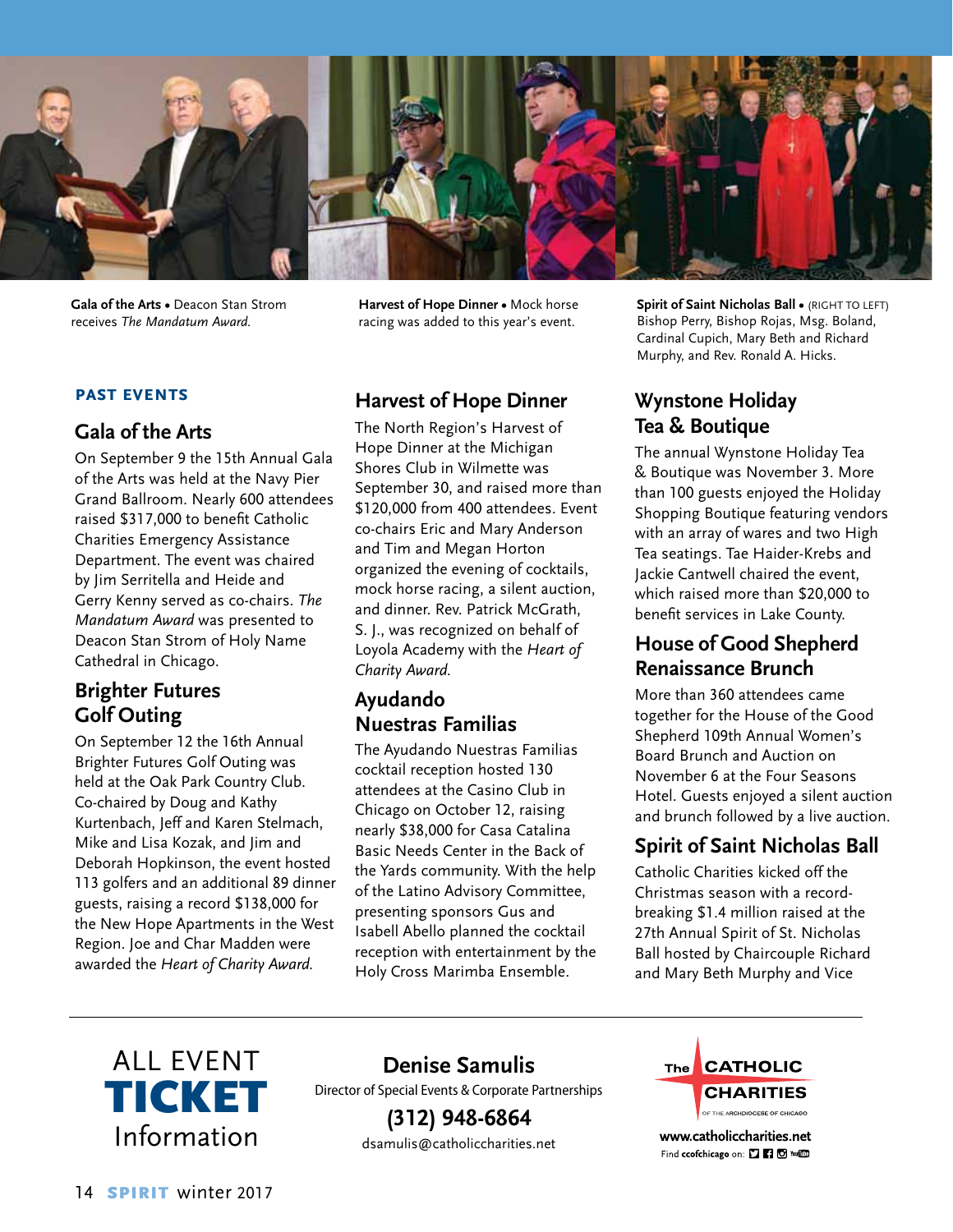**Gala of the Arts** • Deacon Stan Strom receives *The Mandatum Award*.

**Harvest of Hope Dinner** • Mock horse racing was added to this year's event.

**Spirit of Saint Nicholas Ball** • (RIGHT TO LEFT) Bishop Perry, Bishop Rojas, Msg. Boland, Cardinal Cupich, Mary Beth and Richard Murphy, and Rev. Ronald A. Hicks.

**PAST EVENTS**

## Gala of the Arts

On September 9 the 15th Annual Gala of the Arts was held at the Navy Pier Grand Ballroom. Nearly 600 attendees raised $317,000 to benefit Catholic Charities Emergency Assistance Department. The event was chaired by Jim Serritella and Heide and Gerry Kenny served as co-chairs. *The Mandatum Award* was presented to Deacon Stan Strom of Holy Name Cathedral in Chicago.

## Brighter Futures Golf Outing

On September 12 the 16th Annual Brighter Futures Golf Outing was held at the Oak Park Country Club. Co-chaired by Doug and Kathy Kurtenbach, Jeff and Karen Stelmach, Mike and Lisa Kozak, and Jim and Deborah Hopkinson, the event hosted 113 golfers and an additional 89 dinner guests, raising a record $138,000 for the New Hope Apartments in the West Region. Joe and Char Madden were awarded the *Heart of Charity Award*.

## Harvest of Hope Dinner

The North Region's Harvest of Hope Dinner at the Michigan Shores Club in Wilmette was September 30, and raised more than $120,000 from 400 attendees. Event co-chairs Eric and Mary Anderson and Tim and Megan Horton organized the evening of cocktails, mock horse racing, a silent auction, and dinner. Rev. Patrick McGrath, S. J., was recognized on behalf of Loyola Academy with the *Heart of Charity Award*.

## Ayudando Nuestras Familias

The Ayudando Nuestras Familias cocktail reception hosted 130 attendees at the Casino Club in Chicago on October 12, raising nearly $38,000 for Casa Catalina Basic Needs Center in the Back of the Yards community. With the help of the Latino Advisory Committee, presenting sponsors Gus and Isabell Abello planned the cocktail reception with entertainment by the Holy Cross Marimba Ensemble.

## Wynstone Holiday Tea & Boutique

The annual Wynstone Holiday Tea & Boutique was November 3. More than 100 guests enjoyed the Holiday Shopping Boutique featuring vendors with an array of wares and two High Tea seatings. Tae Haider-Krebs and Jackie Cantwell chaired the event, which raised more than $20,000 to benefit services in Lake County.

## House of Good Shepherd Renaissance Brunch

More than 360 attendees came together for the House of the Good Shepherd 109th Annual Women's Board Brunch and Auction on November 6 at the Four Seasons Hotel. Guests enjoyed a silent auction and brunch followed by a live auction.

## Spirit of Saint Nicholas Ball

Catholic Charities kicked off the Christmas season with a record-breaking $1.4 million raised at the 27th Annual Spirit of St. Nicholas Ball hosted by Chaircouple Richard and Mary Beth Murphy and Vice

---

ALL EVENT **TICKET** Information

**Denise Samulis**
Director of Special Events & Corporate Partnerships
**(312) 948-6864**
dsamulis@catholiccharities.net

The CATHOLIC CHARITIES OF THE ARCHDIOCESE OF CHICAGO
**www.catholiccharities.net**
Find **ccofchicago** on: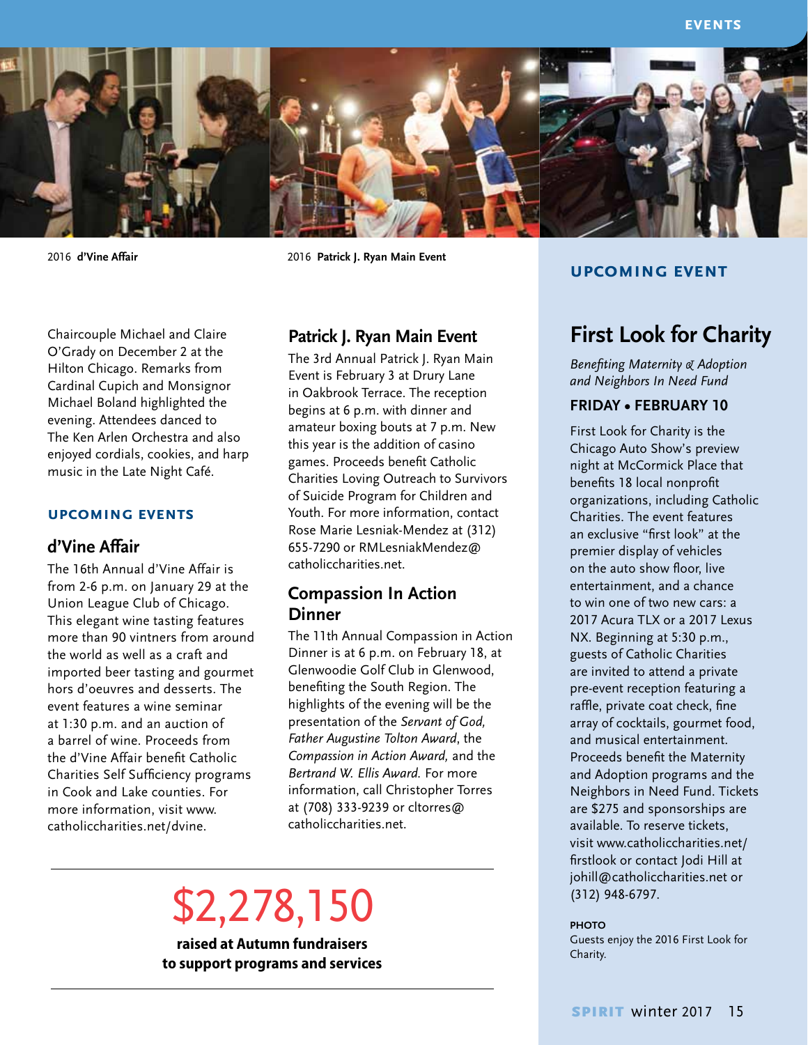2016 **d'Vine Affair**

2016 **Patrick J. Ryan Main Event**

Chaircouple Michael and Claire O'Grady on December 2 at the Hilton Chicago. Remarks from Cardinal Cupich and Monsignor Michael Boland highlighted the evening. Attendees danced to The Ken Arlen Orchestra and also enjoyed cordials, cookies, and harp music in the Late Night Café.

### UPCOMING EVENTS

## d'Vine Affair

The 16th Annual d'Vine Affair is from 2-6 p.m. on January 29 at the Union League Club of Chicago. This elegant wine tasting features more than 90 vintners from around the world as well as a craft and imported beer tasting and gourmet hors d'oeuvres and desserts. The event features a wine seminar at 1:30 p.m. and an auction of a barrel of wine. Proceeds from the d'Vine Affair benefit Catholic Charities Self Sufficiency programs in Cook and Lake counties. For more information, visit www.catholiccharities.net/dvine.

## Patrick J. Ryan Main Event

The 3rd Annual Patrick J. Ryan Main Event is February 3 at Drury Lane in Oakbrook Terrace. The reception begins at 6 p.m. with dinner and amateur boxing bouts at 7 p.m. New this year is the addition of casino games. Proceeds benefit Catholic Charities Loving Outreach to Survivors of Suicide Program for Children and Youth. For more information, contact Rose Marie Lesniak-Mendez at (312) 655-7290 or RMLesniakMendez@catholiccharities.net.

## Compassion In Action Dinner

The 11th Annual Compassion in Action Dinner is at 6 p.m. on February 18, at Glenwoodie Golf Club in Glenwood, benefiting the South Region. The highlights of the evening will be the presentation of the *Servant of God, Father Augustine Tolton Award*, the *Compassion in Action Award,* and the *Bertrand W. Ellis Award.* For more information, call Christopher Torres at (708) 333-9239 or cltorres@catholiccharities.net.

---

# $2,278,150

**raised at Autumn fundraisers to support programs and services**

---

### UPCOMING EVENT

## First Look for Charity

*Benefiting Maternity & Adoption and Neighbors In Need Fund*

**FRIDAY • FEBRUARY 10**

First Look for Charity is the Chicago Auto Show's preview night at McCormick Place that benefits 18 local nonprofit organizations, including Catholic Charities. The event features an exclusive "first look" at the premier display of vehicles on the auto show floor, live entertainment, and a chance to win one of two new cars: a 2017 Acura TLX or a 2017 Lexus NX. Beginning at 5:30 p.m., guests of Catholic Charities are invited to attend a private pre-event reception featuring a raffle, private coat check, fine array of cocktails, gourmet food, and musical entertainment. Proceeds benefit the Maternity and Adoption programs and the Neighbors in Need Fund. Tickets are $275 and sponsorships are available. To reserve tickets, visit www.catholiccharities.net/firstlook or contact Jodi Hill at johill@catholiccharities.net or (312) 948-6797.

**PHOTO**
Guests enjoy the 2016 First Look for Charity.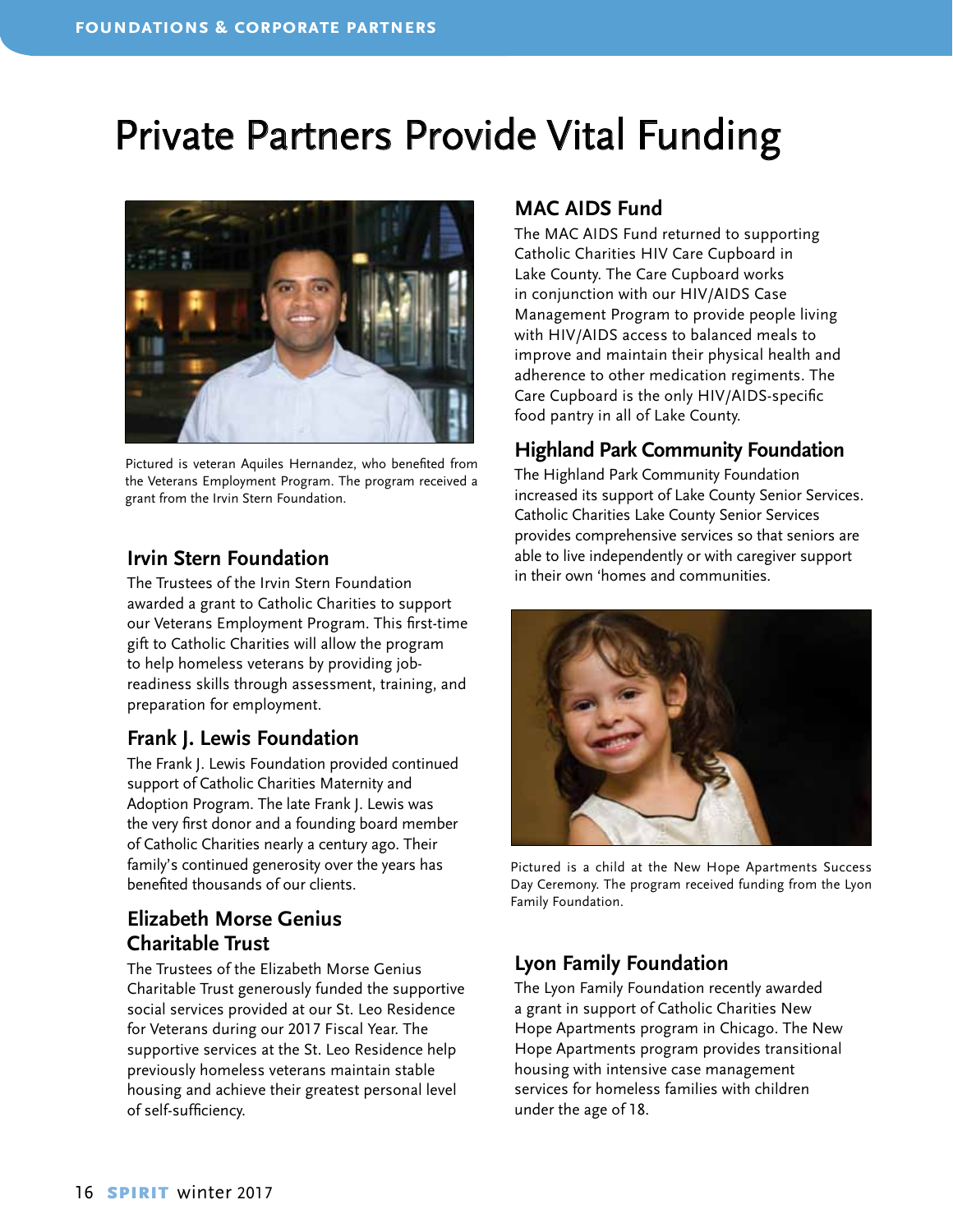# Private Partners Provide Vital Funding

Pictured is veteran Aquiles Hernandez, who benefited from the Veterans Employment Program. The program received a grant from the Irvin Stern Foundation.

## Irvin Stern Foundation

The Trustees of the Irvin Stern Foundation awarded a grant to Catholic Charities to support our Veterans Employment Program. This first-time gift to Catholic Charities will allow the program to help homeless veterans by providing job-readiness skills through assessment, training, and preparation for employment.

## Frank J. Lewis Foundation

The Frank J. Lewis Foundation provided continued support of Catholic Charities Maternity and Adoption Program. The late Frank J. Lewis was the very first donor and a founding board member of Catholic Charities nearly a century ago. Their family's continued generosity over the years has benefited thousands of our clients.

## Elizabeth Morse Genius Charitable Trust

The Trustees of the Elizabeth Morse Genius Charitable Trust generously funded the supportive social services provided at our St. Leo Residence for Veterans during our 2017 Fiscal Year. The supportive services at the St. Leo Residence help previously homeless veterans maintain stable housing and achieve their greatest personal level of self-sufficiency.

## MAC AIDS Fund

The MAC AIDS Fund returned to supporting Catholic Charities HIV Care Cupboard in Lake County. The Care Cupboard works in conjunction with our HIV/AIDS Case Management Program to provide people living with HIV/AIDS access to balanced meals to improve and maintain their physical health and adherence to other medication regiments. The Care Cupboard is the only HIV/AIDS-specific food pantry in all of Lake County.

## Highland Park Community Foundation

The Highland Park Community Foundation increased its support of Lake County Senior Services. Catholic Charities Lake County Senior Services provides comprehensive services so that seniors are able to live independently or with caregiver support in their own 'homes and communities.

Pictured is a child at the New Hope Apartments Success Day Ceremony. The program received funding from the Lyon Family Foundation.

## Lyon Family Foundation

The Lyon Family Foundation recently awarded a grant in support of Catholic Charities New Hope Apartments program in Chicago. The New Hope Apartments program provides transitional housing with intensive case management services for homeless families with children under the age of 18.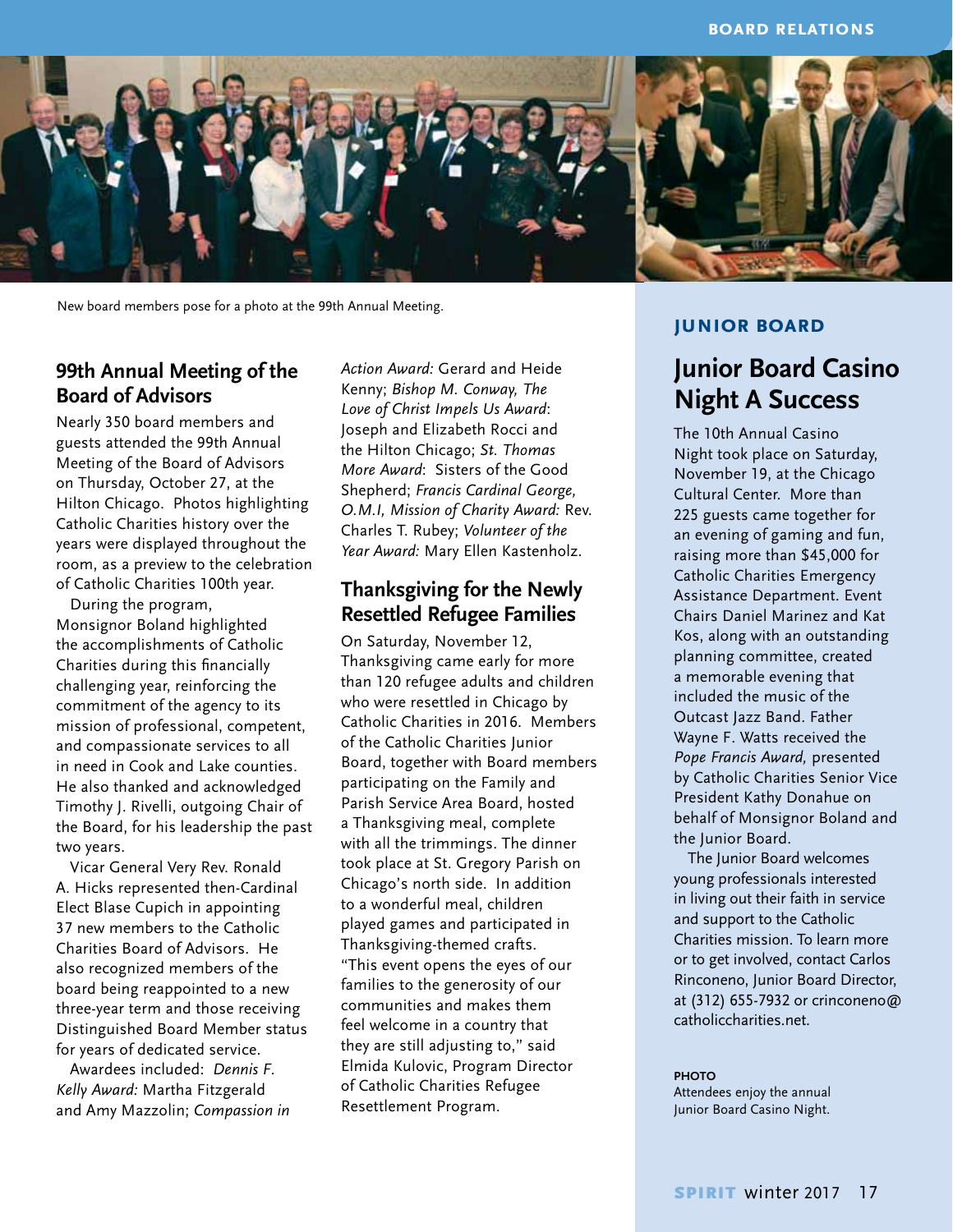New board members pose for a photo at the 99th Annual Meeting.

## 99th Annual Meeting of the Board of Advisors

Nearly 350 board members and guests attended the 99th Annual Meeting of the Board of Advisors on Thursday, October 27, at the Hilton Chicago. Photos highlighting Catholic Charities history over the years were displayed throughout the room, as a preview to the celebration of Catholic Charities 100th year.

During the program, Monsignor Boland highlighted the accomplishments of Catholic Charities during this financially challenging year, reinforcing the commitment of the agency to its mission of professional, competent, and compassionate services to all in need in Cook and Lake counties. He also thanked and acknowledged Timothy J. Rivelli, outgoing Chair of the Board, for his leadership the past two years.

Vicar General Very Rev. Ronald A. Hicks represented then-Cardinal Elect Blase Cupich in appointing 37 new members to the Catholic Charities Board of Advisors. He also recognized members of the board being reappointed to a new three-year term and those receiving Distinguished Board Member status for years of dedicated service.

Awardees included: *Dennis F. Kelly Award:* Martha Fitzgerald and Amy Mazzolin; *Compassion in Action Award:* Gerard and Heide Kenny; *Bishop M. Conway, The Love of Christ Impels Us Award*: Joseph and Elizabeth Rocci and the Hilton Chicago; *St. Thomas More Award*: Sisters of the Good Shepherd; *Francis Cardinal George, O.M.I, Mission of Charity Award:* Rev. Charles T. Rubey; *Volunteer of the Year Award:* Mary Ellen Kastenholz.

## Thanksgiving for the Newly Resettled Refugee Families

On Saturday, November 12, Thanksgiving came early for more than 120 refugee adults and children who were resettled in Chicago by Catholic Charities in 2016. Members of the Catholic Charities Junior Board, together with Board members participating on the Family and Parish Service Area Board, hosted a Thanksgiving meal, complete with all the trimmings. The dinner took place at St. Gregory Parish on Chicago's north side. In addition to a wonderful meal, children played games and participated in Thanksgiving-themed crafts. "This event opens the eyes of our families to the generosity of our communities and makes them feel welcome in a country that they are still adjusting to," said Elmida Kulovic, Program Director of Catholic Charities Refugee Resettlement Program.

**JUNIOR BOARD**

## Junior Board Casino Night A Success

The 10th Annual Casino Night took place on Saturday, November 19, at the Chicago Cultural Center. More than 225 guests came together for an evening of gaming and fun, raising more than $45,000 for Catholic Charities Emergency Assistance Department. Event Chairs Daniel Marinez and Kat Kos, along with an outstanding planning committee, created a memorable evening that included the music of the Outcast Jazz Band. Father Wayne F. Watts received the *Pope Francis Award,* presented by Catholic Charities Senior Vice President Kathy Donahue on behalf of Monsignor Boland and the Junior Board.

The Junior Board welcomes young professionals interested in living out their faith in service and support to the Catholic Charities mission. To learn more or to get involved, contact Carlos Rinconeno, Junior Board Director, at (312) 655-7932 or crinconeno@catholiccharities.net.

**PHOTO**
Attendees enjoy the annual Junior Board Casino Night.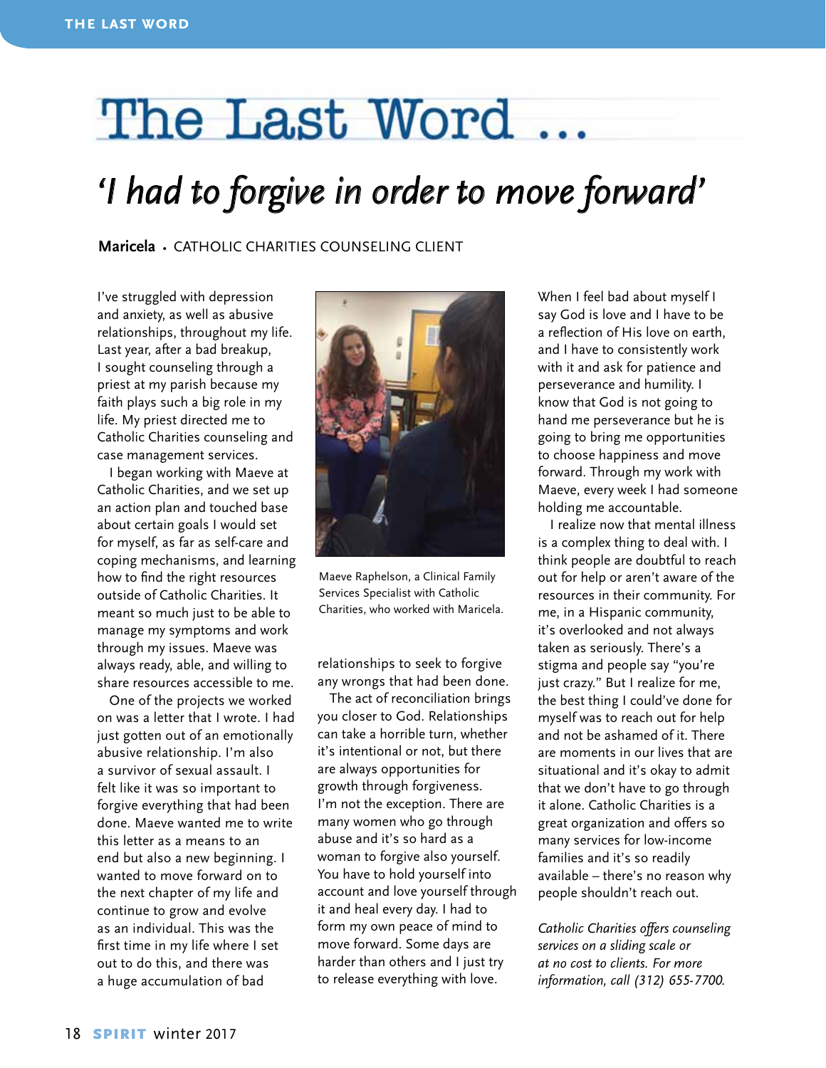# The Last Word ...

## 'I had to forgive in order to move forward'

**Maricela** • CATHOLIC CHARITIES COUNSELING CLIENT

I've struggled with depression and anxiety, as well as abusive relationships, throughout my life. Last year, after a bad breakup, I sought counseling through a priest at my parish because my faith plays such a big role in my life. My priest directed me to Catholic Charities counseling and case management services.

I began working with Maeve at Catholic Charities, and we set up an action plan and touched base about certain goals I would set for myself, as far as self-care and coping mechanisms, and learning how to find the right resources outside of Catholic Charities. It meant so much just to be able to manage my symptoms and work through my issues. Maeve was always ready, able, and willing to share resources accessible to me.

One of the projects we worked on was a letter that I wrote. I had just gotten out of an emotionally abusive relationship. I'm also a survivor of sexual assault. I felt like it was so important to forgive everything that had been done. Maeve wanted me to write this letter as a means to an end but also a new beginning. I wanted to move forward on to the next chapter of my life and continue to grow and evolve as an individual. This was the first time in my life where I set out to do this, and there was a huge accumulation of bad relationships to seek to forgive any wrongs that had been done.

Maeve Raphelson, a Clinical Family Services Specialist with Catholic Charities, who worked with Maricela.

The act of reconciliation brings you closer to God. Relationships can take a horrible turn, whether it's intentional or not, but there are always opportunities for growth through forgiveness. I'm not the exception. There are many women who go through abuse and it's so hard as a woman to forgive also yourself. You have to hold yourself into account and love yourself through it and heal every day. I had to form my own peace of mind to move forward. Some days are harder than others and I just try to release everything with love.

When I feel bad about myself I say God is love and I have to be a reflection of His love on earth, and I have to consistently work with it and ask for patience and perseverance and humility. I know that God is not going to hand me perseverance but he is going to bring me opportunities to choose happiness and move forward. Through my work with Maeve, every week I had someone holding me accountable.

I realize now that mental illness is a complex thing to deal with. I think people are doubtful to reach out for help or aren't aware of the resources in their community. For me, in a Hispanic community, it's overlooked and not always taken as seriously. There's a stigma and people say "you're just crazy." But I realize for me, the best thing I could've done for myself was to reach out for help and not be ashamed of it. There are moments in our lives that are situational and it's okay to admit that we don't have to go through it alone. Catholic Charities is a great organization and offers so many services for low-income families and it's so readily available – there's no reason why people shouldn't reach out.

*Catholic Charities offers counseling services on a sliding scale or at no cost to clients. For more information, call (312) 655-7700.*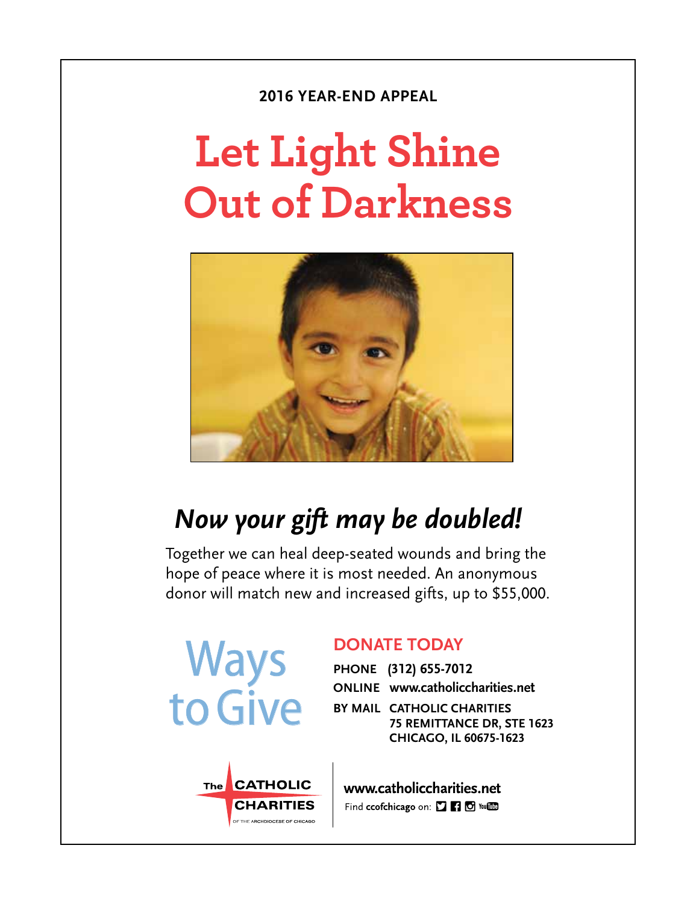**2016 YEAR-END APPEAL**

# Let Light Shine Out of Darkness

## *Now your gift may be doubled!*

Together we can heal deep-seated wounds and bring the hope of peace where it is most needed. An anonymous donor will match new and increased gifts, up to $55,000.

## Ways to Give

### DONATE TODAY

**PHONE** (312) 655-7012

**ONLINE** www.catholiccharities.net

**BY MAIL** CATHOLIC CHARITIES
75 REMITTANCE DR, STE 1623
CHICAGO, IL 60675-1623

The CATHOLIC CHARITIES OF THE ARCHDIOCESE OF CHICAGO

**www.catholiccharities.net**

Find **ccofchicago** on: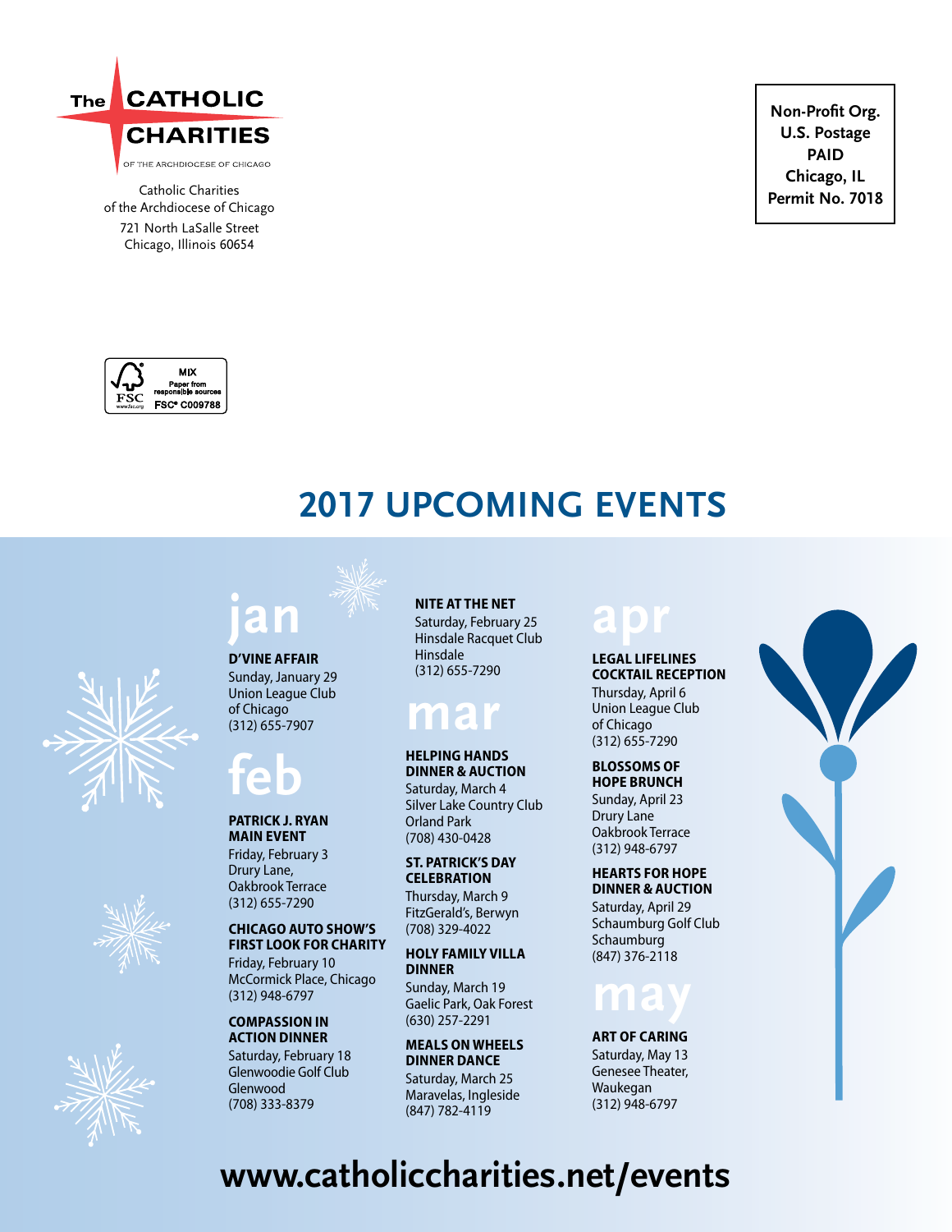The CATHOLIC CHARITIES

OF THE ARCHDIOCESE OF CHICAGO

Catholic Charities
of the Archdiocese of Chicago
721 North LaSalle Street
Chicago, Illinois 60654

Non-Profit Org.
U.S. Postage
PAID
Chicago, IL
Permit No. 7018

MIX
Paper from responsible sources
FSC® C009788

# 2017 UPCOMING EVENTS

## jan

**D'VINE AFFAIR**
Sunday, January 29
Union League Club of Chicago
(312) 655-7907

## feb

**PATRICK J. RYAN MAIN EVENT**
Friday, February 3
Drury Lane, Oakbrook Terrace
(312) 655-7290

**CHICAGO AUTO SHOW'S FIRST LOOK FOR CHARITY**
Friday, February 10
McCormick Place, Chicago
(312) 948-6797

**COMPASSION IN ACTION DINNER**
Saturday, February 18
Glenwoodie Golf Club
Glenwood
(708) 333-8379

**NITE AT THE NET**
Saturday, February 25
Hinsdale Racquet Club
Hinsdale
(312) 655-7290

## mar

**HELPING HANDS DINNER & AUCTION**
Saturday, March 4
Silver Lake Country Club
Orland Park
(708) 430-0428

**ST. PATRICK'S DAY CELEBRATION**
Thursday, March 9
FitzGerald's, Berwyn
(708) 329-4022

**HOLY FAMILY VILLA DINNER**
Sunday, March 19
Gaelic Park, Oak Forest
(630) 257-2291

**MEALS ON WHEELS DINNER DANCE**
Saturday, March 25
Maravelas, Ingleside
(847) 782-4119

## apr

**LEGAL LIFELINES COCKTAIL RECEPTION**
Thursday, April 6
Union League Club of Chicago
(312) 655-7290

**BLOSSOMS OF HOPE BRUNCH**
Sunday, April 23
Drury Lane
Oakbrook Terrace
(312) 948-6797

**HEARTS FOR HOPE DINNER & AUCTION**
Saturday, April 29
Schaumburg Golf Club
Schaumburg
(847) 376-2118

## may

**ART OF CARING**
Saturday, May 13
Genesee Theater, Waukegan
(312) 948-6797

**www.catholiccharities.net/events**